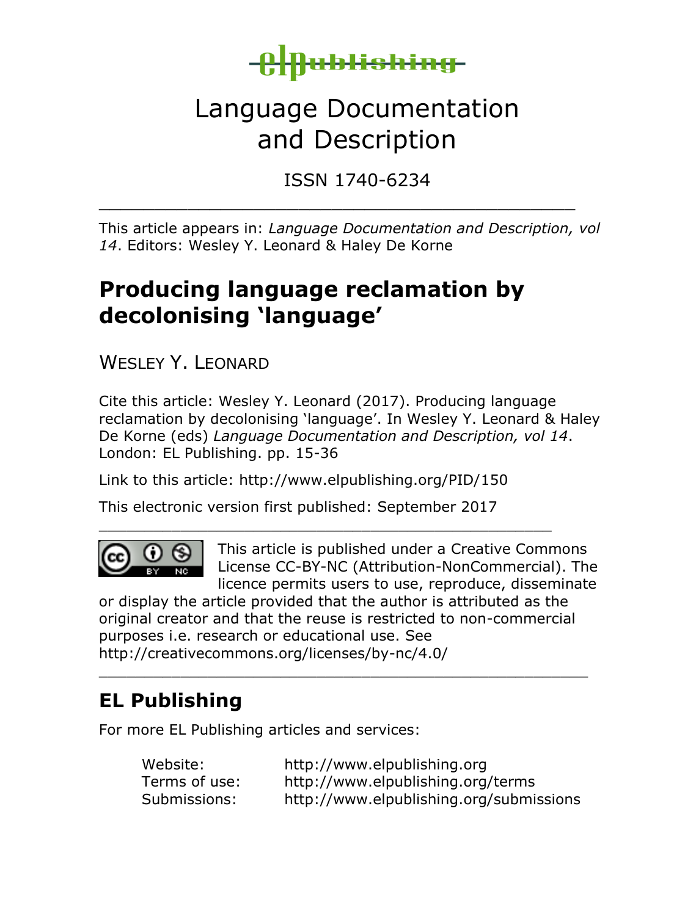elpublishing

# Language Documentation and Description

ISSN 1740-6234

---

This article appears in: *Language Documentation and Description, vol 14*. Editors: Wesley Y. Leonard & Haley De Korne

## Producing language reclamation by decolonising 'language'

WESLEY Y. LEONARD

Cite this article: Wesley Y. Leonard (2017). Producing language reclamation by decolonising 'language'. In Wesley Y. Leonard & Haley De Korne (eds) *Language Documentation and Description, vol 14*. London: EL Publishing. pp. 15-36

Link to this article: http://www.elpublishing.org/PID/150

This electronic version first published: September 2017

---

This article is published under a Creative Commons License CC-BY-NC (Attribution-NonCommercial). The licence permits users to use, reproduce, disseminate or display the article provided that the author is attributed as the original creator and that the reuse is restricted to non-commercial purposes i.e. research or educational use. See http://creativecommons.org/licenses/by-nc/4.0/

---

## EL Publishing

For more EL Publishing articles and services:

| | |
|---|---|
| Website: | http://www.elpublishing.org |
| Terms of use: | http://www.elpublishing.org/terms |
| Submissions: | http://www.elpublishing.org/submissions |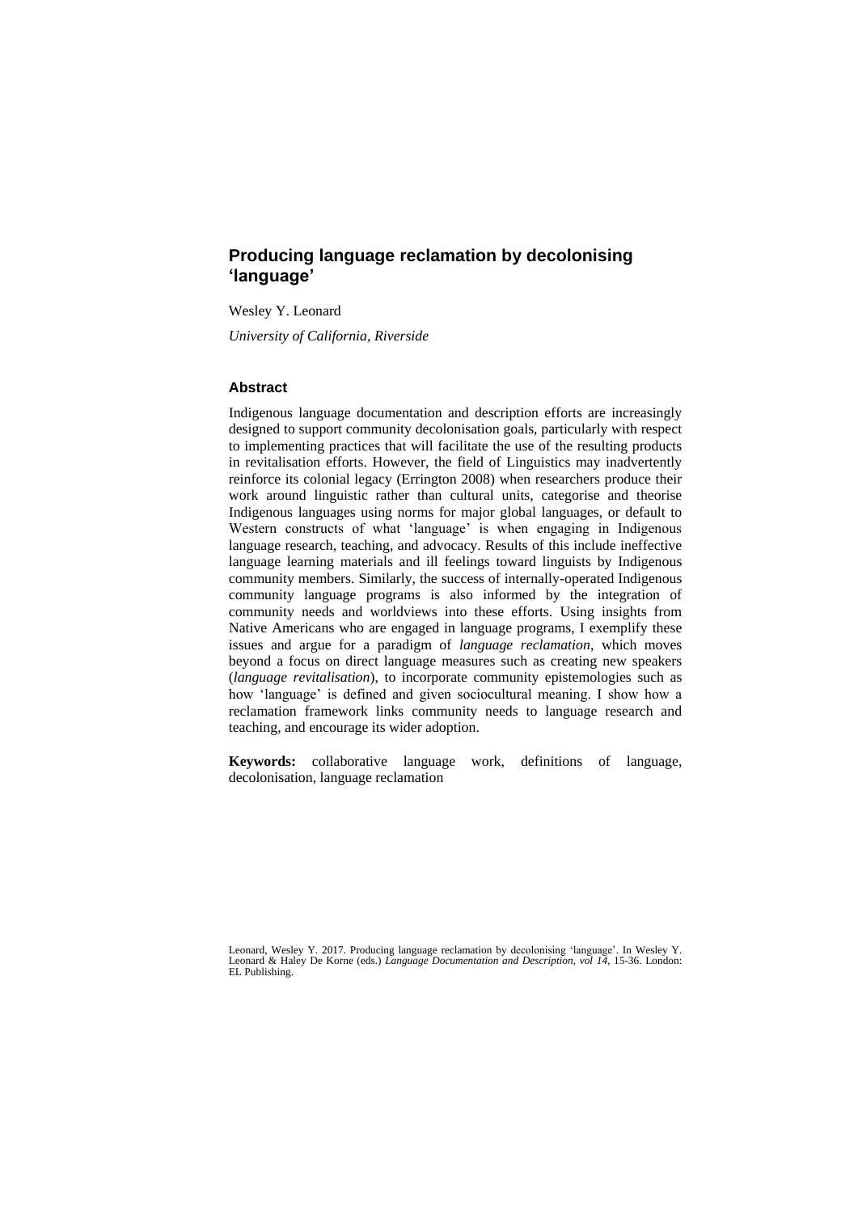# Producing language reclamation by decolonising 'language'

Wesley Y. Leonard

*University of California, Riverside*

## Abstract

Indigenous language documentation and description efforts are increasingly designed to support community decolonisation goals, particularly with respect to implementing practices that will facilitate the use of the resulting products in revitalisation efforts. However, the field of Linguistics may inadvertently reinforce its colonial legacy (Errington 2008) when researchers produce their work around linguistic rather than cultural units, categorise and theorise Indigenous languages using norms for major global languages, or default to Western constructs of what 'language' is when engaging in Indigenous language research, teaching, and advocacy. Results of this include ineffective language learning materials and ill feelings toward linguists by Indigenous community members. Similarly, the success of internally-operated Indigenous community language programs is also informed by the integration of community needs and worldviews into these efforts. Using insights from Native Americans who are engaged in language programs, I exemplify these issues and argue for a paradigm of *language reclamation*, which moves beyond a focus on direct language measures such as creating new speakers (*language revitalisation*), to incorporate community epistemologies such as how 'language' is defined and given sociocultural meaning. I show how a reclamation framework links community needs to language research and teaching, and encourage its wider adoption.

**Keywords:** collaborative language work, definitions of language, decolonisation, language reclamation

Leonard, Wesley Y. 2017. Producing language reclamation by decolonising 'language'. In Wesley Y. Leonard & Haley De Korne (eds.) *Language Documentation and Description, vol 14*, 15-36. London: EL Publishing.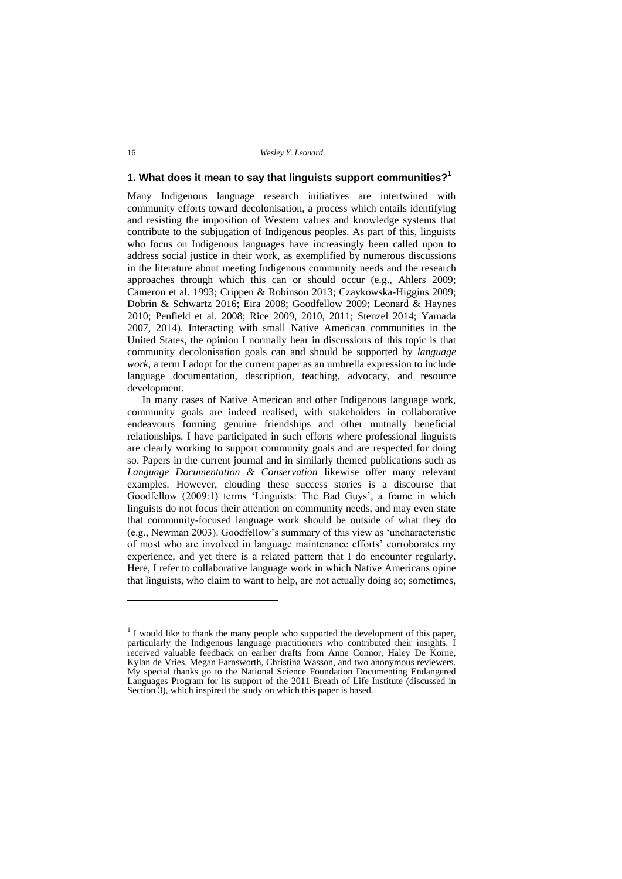## 1. What does it mean to say that linguists support communities?[1]

Many Indigenous language research initiatives are intertwined with community efforts toward decolonisation, a process which entails identifying and resisting the imposition of Western values and knowledge systems that contribute to the subjugation of Indigenous peoples. As part of this, linguists who focus on Indigenous languages have increasingly been called upon to address social justice in their work, as exemplified by numerous discussions in the literature about meeting Indigenous community needs and the research approaches through which this can or should occur (e.g., Ahlers 2009; Cameron et al. 1993; Crippen & Robinson 2013; Czaykowska-Higgins 2009; Dobrin & Schwartz 2016; Eira 2008; Goodfellow 2009; Leonard & Haynes 2010; Penfield et al. 2008; Rice 2009, 2010, 2011; Stenzel 2014; Yamada 2007, 2014). Interacting with small Native American communities in the United States, the opinion I normally hear in discussions of this topic is that community decolonisation goals can and should be supported by *language work*, a term I adopt for the current paper as an umbrella expression to include language documentation, description, teaching, advocacy, and resource development.

In many cases of Native American and other Indigenous language work, community goals are indeed realised, with stakeholders in collaborative endeavours forming genuine friendships and other mutually beneficial relationships. I have participated in such efforts where professional linguists are clearly working to support community goals and are respected for doing so. Papers in the current journal and in similarly themed publications such as *Language Documentation & Conservation* likewise offer many relevant examples. However, clouding these success stories is a discourse that Goodfellow (2009:1) terms 'Linguists: The Bad Guys', a frame in which linguists do not focus their attention on community needs, and may even state that community-focused language work should be outside of what they do (e.g., Newman 2003). Goodfellow's summary of this view as 'uncharacteristic of most who are involved in language maintenance efforts' corroborates my experience, and yet there is a related pattern that I do encounter regularly. Here, I refer to collaborative language work in which Native Americans opine that linguists, who claim to want to help, are not actually doing so; sometimes,

---

[1] I would like to thank the many people who supported the development of this paper, particularly the Indigenous language practitioners who contributed their insights. I received valuable feedback on earlier drafts from Anne Connor, Haley De Korne, Kylan de Vries, Megan Farnsworth, Christina Wasson, and two anonymous reviewers. My special thanks go to the National Science Foundation Documenting Endangered Languages Program for its support of the 2011 Breath of Life Institute (discussed in Section 3), which inspired the study on which this paper is based.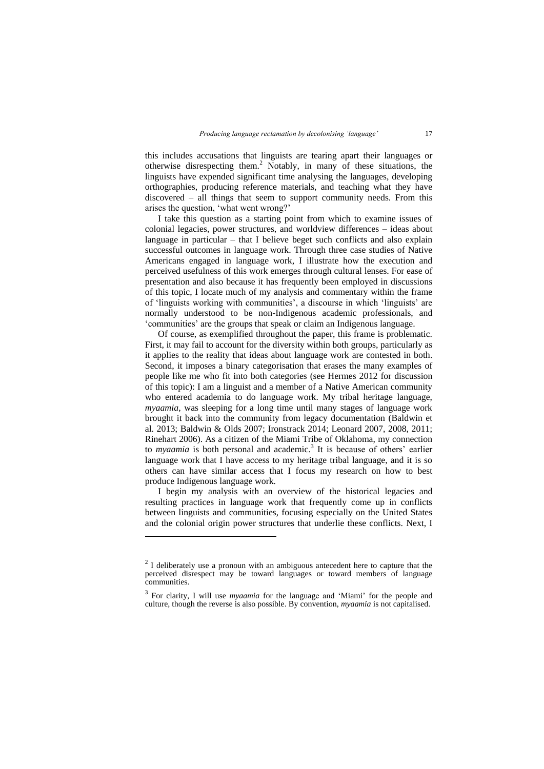this includes accusations that linguists are tearing apart their languages or otherwise disrespecting them.[2] Notably, in many of these situations, the linguists have expended significant time analysing the languages, developing orthographies, producing reference materials, and teaching what they have discovered – all things that seem to support community needs. From this arises the question, 'what went wrong?'

I take this question as a starting point from which to examine issues of colonial legacies, power structures, and worldview differences – ideas about language in particular – that I believe beget such conflicts and also explain successful outcomes in language work. Through three case studies of Native Americans engaged in language work, I illustrate how the execution and perceived usefulness of this work emerges through cultural lenses. For ease of presentation and also because it has frequently been employed in discussions of this topic, I locate much of my analysis and commentary within the frame of 'linguists working with communities', a discourse in which 'linguists' are normally understood to be non-Indigenous academic professionals, and 'communities' are the groups that speak or claim an Indigenous language.

Of course, as exemplified throughout the paper, this frame is problematic. First, it may fail to account for the diversity within both groups, particularly as it applies to the reality that ideas about language work are contested in both. Second, it imposes a binary categorisation that erases the many examples of people like me who fit into both categories (see Hermes 2012 for discussion of this topic): I am a linguist and a member of a Native American community who entered academia to do language work. My tribal heritage language, *myaamia*, was sleeping for a long time until many stages of language work brought it back into the community from legacy documentation (Baldwin et al. 2013; Baldwin & Olds 2007; Ironstrack 2014; Leonard 2007, 2008, 2011; Rinehart 2006). As a citizen of the Miami Tribe of Oklahoma, my connection to *myaamia* is both personal and academic.[3] It is because of others' earlier language work that I have access to my heritage tribal language, and it is so others can have similar access that I focus my research on how to best produce Indigenous language work.

I begin my analysis with an overview of the historical legacies and resulting practices in language work that frequently come up in conflicts between linguists and communities, focusing especially on the United States and the colonial origin power structures that underlie these conflicts. Next, I

---

[2] I deliberately use a pronoun with an ambiguous antecedent here to capture that the perceived disrespect may be toward languages or toward members of language communities.

[3] For clarity, I will use *myaamia* for the language and 'Miami' for the people and culture, though the reverse is also possible. By convention, *myaamia* is not capitalised.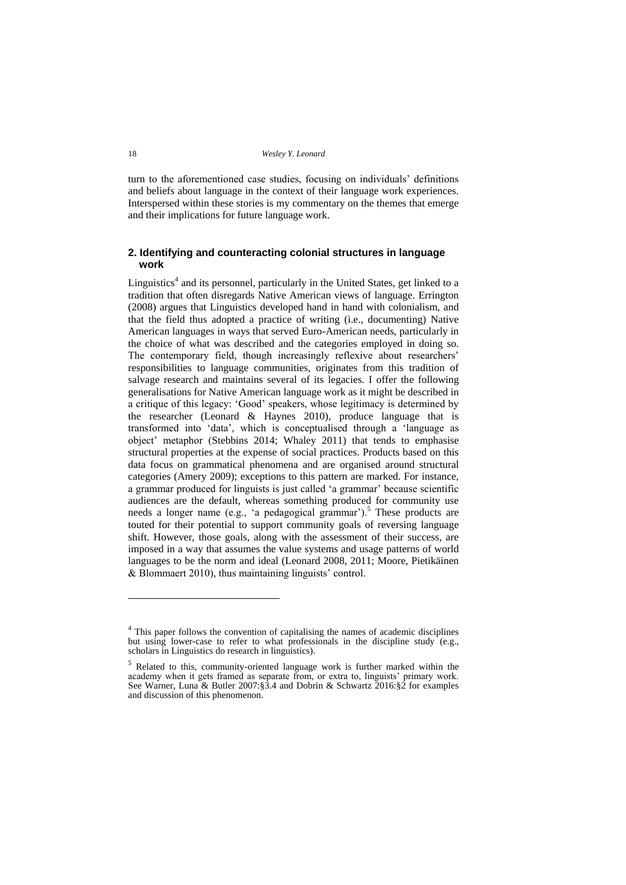turn to the aforementioned case studies, focusing on individuals' definitions and beliefs about language in the context of their language work experiences. Interspersed within these stories is my commentary on the themes that emerge and their implications for future language work.

## 2. Identifying and counteracting colonial structures in language work

Linguistics[4] and its personnel, particularly in the United States, get linked to a tradition that often disregards Native American views of language. Errington (2008) argues that Linguistics developed hand in hand with colonialism, and that the field thus adopted a practice of writing (i.e., documenting) Native American languages in ways that served Euro-American needs, particularly in the choice of what was described and the categories employed in doing so. The contemporary field, though increasingly reflexive about researchers' responsibilities to language communities, originates from this tradition of salvage research and maintains several of its legacies. I offer the following generalisations for Native American language work as it might be described in a critique of this legacy: 'Good' speakers, whose legitimacy is determined by the researcher (Leonard & Haynes 2010), produce language that is transformed into 'data', which is conceptualised through a 'language as object' metaphor (Stebbins 2014; Whaley 2011) that tends to emphasise structural properties at the expense of social practices. Products based on this data focus on grammatical phenomena and are organised around structural categories (Amery 2009); exceptions to this pattern are marked. For instance, a grammar produced for linguists is just called 'a grammar' because scientific audiences are the default, whereas something produced for community use needs a longer name (e.g., 'a pedagogical grammar').[5] These products are touted for their potential to support community goals of reversing language shift. However, those goals, along with the assessment of their success, are imposed in a way that assumes the value systems and usage patterns of world languages to be the norm and ideal (Leonard 2008, 2011; Moore, Pietikäinen & Blommaert 2010), thus maintaining linguists' control.

---

[4] This paper follows the convention of capitalising the names of academic disciplines but using lower-case to refer to what professionals in the discipline study (e.g., scholars in Linguistics do research in linguistics).

[5] Related to this, community-oriented language work is further marked within the academy when it gets framed as separate from, or extra to, linguists' primary work. See Warner, Luna & Butler 2007:§3.4 and Dobrin & Schwartz 2016:§2 for examples and discussion of this phenomenon.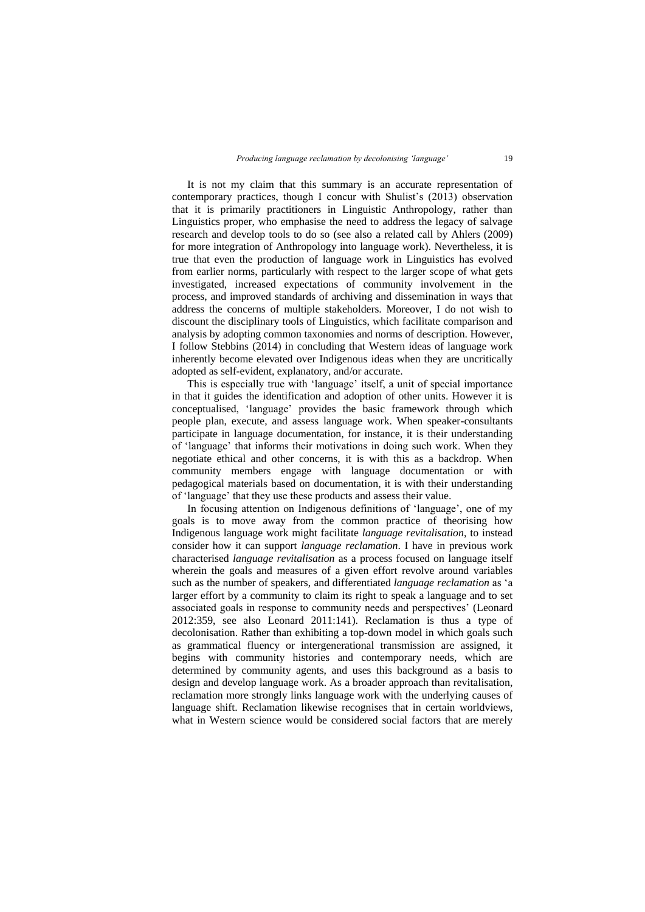It is not my claim that this summary is an accurate representation of contemporary practices, though I concur with Shulist's (2013) observation that it is primarily practitioners in Linguistic Anthropology, rather than Linguistics proper, who emphasise the need to address the legacy of salvage research and develop tools to do so (see also a related call by Ahlers (2009) for more integration of Anthropology into language work). Nevertheless, it is true that even the production of language work in Linguistics has evolved from earlier norms, particularly with respect to the larger scope of what gets investigated, increased expectations of community involvement in the process, and improved standards of archiving and dissemination in ways that address the concerns of multiple stakeholders. Moreover, I do not wish to discount the disciplinary tools of Linguistics, which facilitate comparison and analysis by adopting common taxonomies and norms of description. However, I follow Stebbins (2014) in concluding that Western ideas of language work inherently become elevated over Indigenous ideas when they are uncritically adopted as self-evident, explanatory, and/or accurate.

This is especially true with 'language' itself, a unit of special importance in that it guides the identification and adoption of other units. However it is conceptualised, 'language' provides the basic framework through which people plan, execute, and assess language work. When speaker-consultants participate in language documentation, for instance, it is their understanding of 'language' that informs their motivations in doing such work. When they negotiate ethical and other concerns, it is with this as a backdrop. When community members engage with language documentation or with pedagogical materials based on documentation, it is with their understanding of 'language' that they use these products and assess their value.

In focusing attention on Indigenous definitions of 'language', one of my goals is to move away from the common practice of theorising how Indigenous language work might facilitate *language revitalisation*, to instead consider how it can support *language reclamation*. I have in previous work characterised *language revitalisation* as a process focused on language itself wherein the goals and measures of a given effort revolve around variables such as the number of speakers, and differentiated *language reclamation* as 'a larger effort by a community to claim its right to speak a language and to set associated goals in response to community needs and perspectives' (Leonard 2012:359, see also Leonard 2011:141). Reclamation is thus a type of decolonisation. Rather than exhibiting a top-down model in which goals such as grammatical fluency or intergenerational transmission are assigned, it begins with community histories and contemporary needs, which are determined by community agents, and uses this background as a basis to design and develop language work. As a broader approach than revitalisation, reclamation more strongly links language work with the underlying causes of language shift. Reclamation likewise recognises that in certain worldviews, what in Western science would be considered social factors that are merely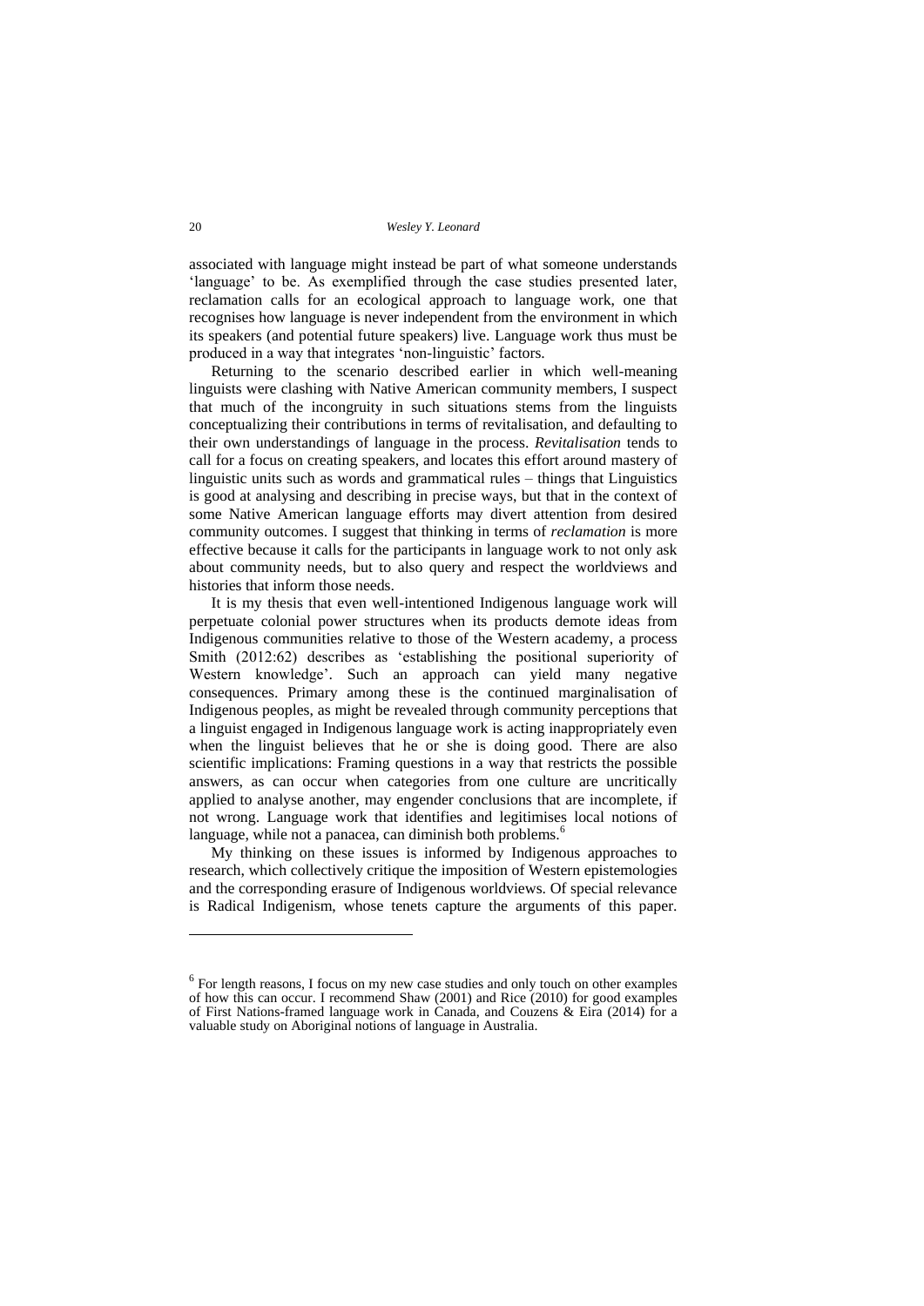associated with language might instead be part of what someone understands 'language' to be. As exemplified through the case studies presented later, reclamation calls for an ecological approach to language work, one that recognises how language is never independent from the environment in which its speakers (and potential future speakers) live. Language work thus must be produced in a way that integrates 'non-linguistic' factors.

Returning to the scenario described earlier in which well-meaning linguists were clashing with Native American community members, I suspect that much of the incongruity in such situations stems from the linguists conceptualizing their contributions in terms of revitalisation, and defaulting to their own understandings of language in the process. *Revitalisation* tends to call for a focus on creating speakers, and locates this effort around mastery of linguistic units such as words and grammatical rules – things that Linguistics is good at analysing and describing in precise ways, but that in the context of some Native American language efforts may divert attention from desired community outcomes. I suggest that thinking in terms of *reclamation* is more effective because it calls for the participants in language work to not only ask about community needs, but to also query and respect the worldviews and histories that inform those needs.

It is my thesis that even well-intentioned Indigenous language work will perpetuate colonial power structures when its products demote ideas from Indigenous communities relative to those of the Western academy, a process Smith (2012:62) describes as 'establishing the positional superiority of Western knowledge'. Such an approach can yield many negative consequences. Primary among these is the continued marginalisation of Indigenous peoples, as might be revealed through community perceptions that a linguist engaged in Indigenous language work is acting inappropriately even when the linguist believes that he or she is doing good. There are also scientific implications: Framing questions in a way that restricts the possible answers, as can occur when categories from one culture are uncritically applied to analyse another, may engender conclusions that are incomplete, if not wrong. Language work that identifies and legitimises local notions of language, while not a panacea, can diminish both problems.[6]

My thinking on these issues is informed by Indigenous approaches to research, which collectively critique the imposition of Western epistemologies and the corresponding erasure of Indigenous worldviews. Of special relevance is Radical Indigenism, whose tenets capture the arguments of this paper.

---

[6] For length reasons, I focus on my new case studies and only touch on other examples of how this can occur. I recommend Shaw (2001) and Rice (2010) for good examples of First Nations-framed language work in Canada, and Couzens & Eira (2014) for a valuable study on Aboriginal notions of language in Australia.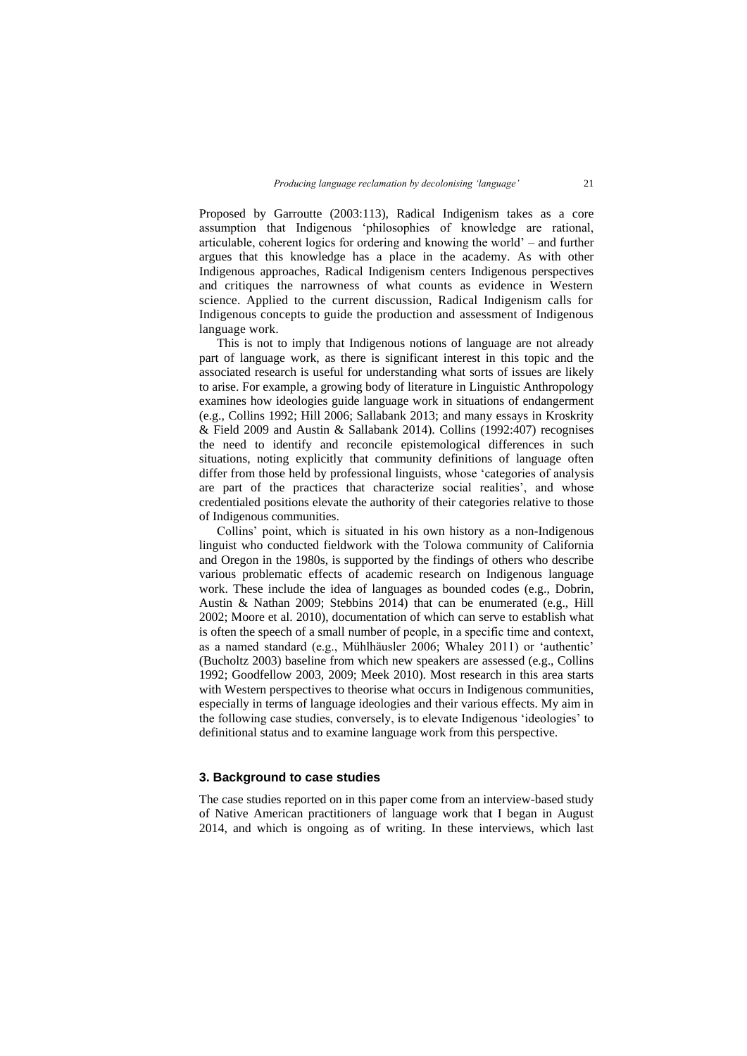Proposed by Garroutte (2003:113), Radical Indigenism takes as a core assumption that Indigenous 'philosophies of knowledge are rational, articulable, coherent logics for ordering and knowing the world' – and further argues that this knowledge has a place in the academy. As with other Indigenous approaches, Radical Indigenism centers Indigenous perspectives and critiques the narrowness of what counts as evidence in Western science. Applied to the current discussion, Radical Indigenism calls for Indigenous concepts to guide the production and assessment of Indigenous language work.

This is not to imply that Indigenous notions of language are not already part of language work, as there is significant interest in this topic and the associated research is useful for understanding what sorts of issues are likely to arise. For example, a growing body of literature in Linguistic Anthropology examines how ideologies guide language work in situations of endangerment (e.g., Collins 1992; Hill 2006; Sallabank 2013; and many essays in Kroskrity & Field 2009 and Austin & Sallabank 2014). Collins (1992:407) recognises the need to identify and reconcile epistemological differences in such situations, noting explicitly that community definitions of language often differ from those held by professional linguists, whose 'categories of analysis are part of the practices that characterize social realities', and whose credentialed positions elevate the authority of their categories relative to those of Indigenous communities.

Collins' point, which is situated in his own history as a non-Indigenous linguist who conducted fieldwork with the Tolowa community of California and Oregon in the 1980s, is supported by the findings of others who describe various problematic effects of academic research on Indigenous language work. These include the idea of languages as bounded codes (e.g., Dobrin, Austin & Nathan 2009; Stebbins 2014) that can be enumerated (e.g., Hill 2002; Moore et al. 2010), documentation of which can serve to establish what is often the speech of a small number of people, in a specific time and context, as a named standard (e.g., Mühlhäusler 2006; Whaley 2011) or 'authentic' (Bucholtz 2003) baseline from which new speakers are assessed (e.g., Collins 1992; Goodfellow 2003, 2009; Meek 2010). Most research in this area starts with Western perspectives to theorise what occurs in Indigenous communities, especially in terms of language ideologies and their various effects. My aim in the following case studies, conversely, is to elevate Indigenous 'ideologies' to definitional status and to examine language work from this perspective.

## 3. Background to case studies

The case studies reported on in this paper come from an interview-based study of Native American practitioners of language work that I began in August 2014, and which is ongoing as of writing. In these interviews, which last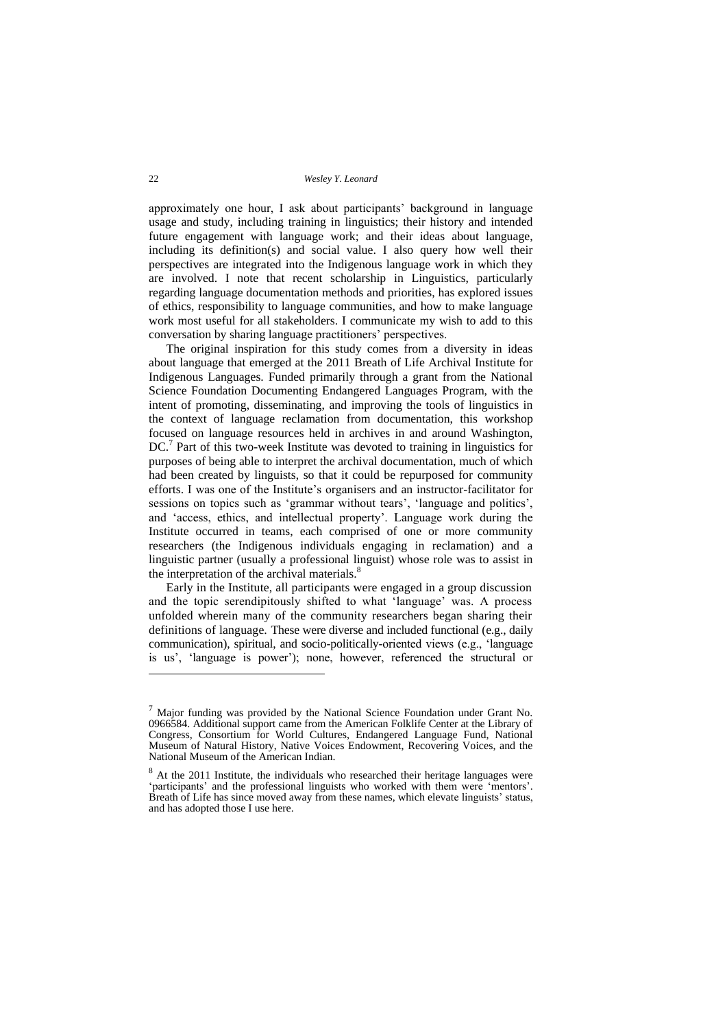approximately one hour, I ask about participants' background in language usage and study, including training in linguistics; their history and intended future engagement with language work; and their ideas about language, including its definition(s) and social value. I also query how well their perspectives are integrated into the Indigenous language work in which they are involved. I note that recent scholarship in Linguistics, particularly regarding language documentation methods and priorities, has explored issues of ethics, responsibility to language communities, and how to make language work most useful for all stakeholders. I communicate my wish to add to this conversation by sharing language practitioners' perspectives.

The original inspiration for this study comes from a diversity in ideas about language that emerged at the 2011 Breath of Life Archival Institute for Indigenous Languages. Funded primarily through a grant from the National Science Foundation Documenting Endangered Languages Program, with the intent of promoting, disseminating, and improving the tools of linguistics in the context of language reclamation from documentation, this workshop focused on language resources held in archives in and around Washington, DC.[7] Part of this two-week Institute was devoted to training in linguistics for purposes of being able to interpret the archival documentation, much of which had been created by linguists, so that it could be repurposed for community efforts. I was one of the Institute's organisers and an instructor-facilitator for sessions on topics such as 'grammar without tears', 'language and politics', and 'access, ethics, and intellectual property'. Language work during the Institute occurred in teams, each comprised of one or more community researchers (the Indigenous individuals engaging in reclamation) and a linguistic partner (usually a professional linguist) whose role was to assist in the interpretation of the archival materials.[8]

Early in the Institute, all participants were engaged in a group discussion and the topic serendipitously shifted to what 'language' was. A process unfolded wherein many of the community researchers began sharing their definitions of language. These were diverse and included functional (e.g., daily communication), spiritual, and socio-politically-oriented views (e.g., 'language is us', 'language is power'); none, however, referenced the structural or

---

[7] Major funding was provided by the National Science Foundation under Grant No. 0966584. Additional support came from the American Folklife Center at the Library of Congress, Consortium for World Cultures, Endangered Language Fund, National Museum of Natural History, Native Voices Endowment, Recovering Voices, and the National Museum of the American Indian.

[8] At the 2011 Institute, the individuals who researched their heritage languages were 'participants' and the professional linguists who worked with them were 'mentors'. Breath of Life has since moved away from these names, which elevate linguists' status, and has adopted those I use here.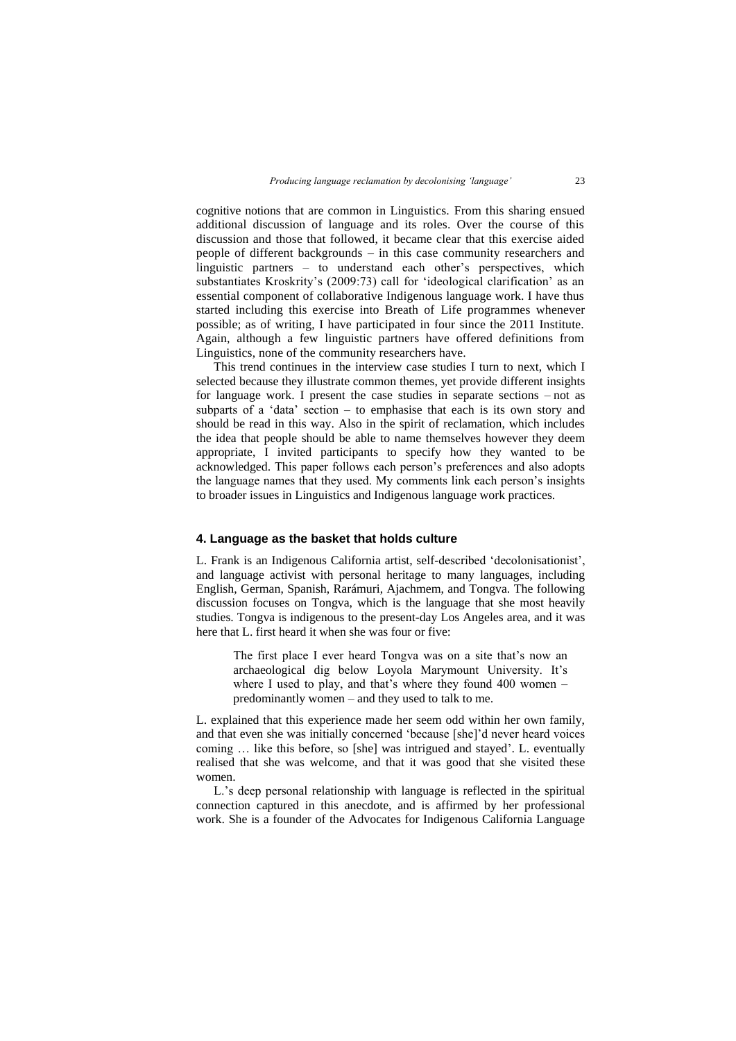cognitive notions that are common in Linguistics. From this sharing ensued additional discussion of language and its roles. Over the course of this discussion and those that followed, it became clear that this exercise aided people of different backgrounds – in this case community researchers and linguistic partners – to understand each other's perspectives, which substantiates Kroskrity's (2009:73) call for 'ideological clarification' as an essential component of collaborative Indigenous language work. I have thus started including this exercise into Breath of Life programmes whenever possible; as of writing, I have participated in four since the 2011 Institute. Again, although a few linguistic partners have offered definitions from Linguistics, none of the community researchers have.

This trend continues in the interview case studies I turn to next, which I selected because they illustrate common themes, yet provide different insights for language work. I present the case studies in separate sections – not as subparts of a 'data' section – to emphasise that each is its own story and should be read in this way. Also in the spirit of reclamation, which includes the idea that people should be able to name themselves however they deem appropriate, I invited participants to specify how they wanted to be acknowledged. This paper follows each person's preferences and also adopts the language names that they used. My comments link each person's insights to broader issues in Linguistics and Indigenous language work practices.

## 4. Language as the basket that holds culture

L. Frank is an Indigenous California artist, self-described 'decolonisationist', and language activist with personal heritage to many languages, including English, German, Spanish, Rarámuri, Ajachmem, and Tongva. The following discussion focuses on Tongva, which is the language that she most heavily studies. Tongva is indigenous to the present-day Los Angeles area, and it was here that L. first heard it when she was four or five:

> The first place I ever heard Tongva was on a site that's now an archaeological dig below Loyola Marymount University. It's where I used to play, and that's where they found 400 women – predominantly women – and they used to talk to me.

L. explained that this experience made her seem odd within her own family, and that even she was initially concerned 'because [she]'d never heard voices coming … like this before, so [she] was intrigued and stayed'. L. eventually realised that she was welcome, and that it was good that she visited these women.

L.'s deep personal relationship with language is reflected in the spiritual connection captured in this anecdote, and is affirmed by her professional work. She is a founder of the Advocates for Indigenous California Language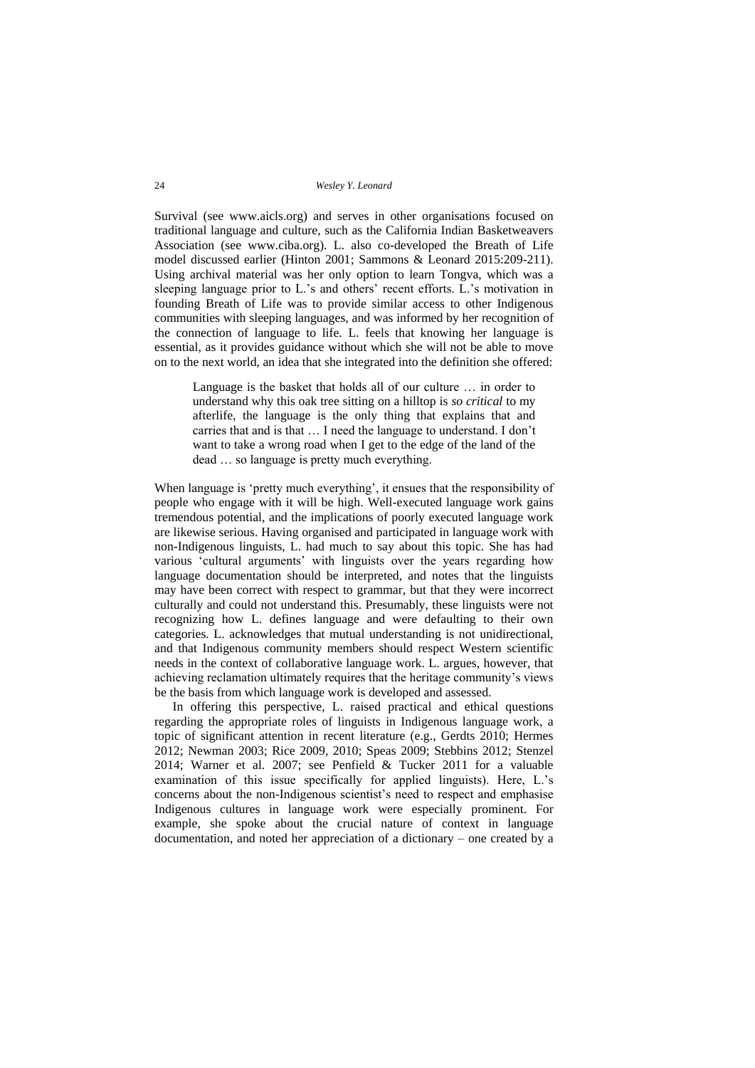Survival (see www.aicls.org) and serves in other organisations focused on traditional language and culture, such as the California Indian Basketweavers Association (see www.ciba.org). L. also co-developed the Breath of Life model discussed earlier (Hinton 2001; Sammons & Leonard 2015:209-211). Using archival material was her only option to learn Tongva, which was a sleeping language prior to L.'s and others' recent efforts. L.'s motivation in founding Breath of Life was to provide similar access to other Indigenous communities with sleeping languages, and was informed by her recognition of the connection of language to life. L. feels that knowing her language is essential, as it provides guidance without which she will not be able to move on to the next world, an idea that she integrated into the definition she offered:

> Language is the basket that holds all of our culture … in order to understand why this oak tree sitting on a hilltop is *so critical* to my afterlife, the language is the only thing that explains that and carries that and is that … I need the language to understand. I don't want to take a wrong road when I get to the edge of the land of the dead … so language is pretty much everything.

When language is 'pretty much everything', it ensues that the responsibility of people who engage with it will be high. Well-executed language work gains tremendous potential, and the implications of poorly executed language work are likewise serious. Having organised and participated in language work with non-Indigenous linguists, L. had much to say about this topic. She has had various 'cultural arguments' with linguists over the years regarding how language documentation should be interpreted, and notes that the linguists may have been correct with respect to grammar, but that they were incorrect culturally and could not understand this. Presumably, these linguists were not recognizing how L. defines language and were defaulting to their own categories. L. acknowledges that mutual understanding is not unidirectional, and that Indigenous community members should respect Western scientific needs in the context of collaborative language work. L. argues, however, that achieving reclamation ultimately requires that the heritage community's views be the basis from which language work is developed and assessed.

In offering this perspective, L. raised practical and ethical questions regarding the appropriate roles of linguists in Indigenous language work, a topic of significant attention in recent literature (e.g., Gerdts 2010; Hermes 2012; Newman 2003; Rice 2009, 2010; Speas 2009; Stebbins 2012; Stenzel 2014; Warner et al. 2007; see Penfield & Tucker 2011 for a valuable examination of this issue specifically for applied linguists). Here, L.'s concerns about the non-Indigenous scientist's need to respect and emphasise Indigenous cultures in language work were especially prominent. For example, she spoke about the crucial nature of context in language documentation, and noted her appreciation of a dictionary – one created by a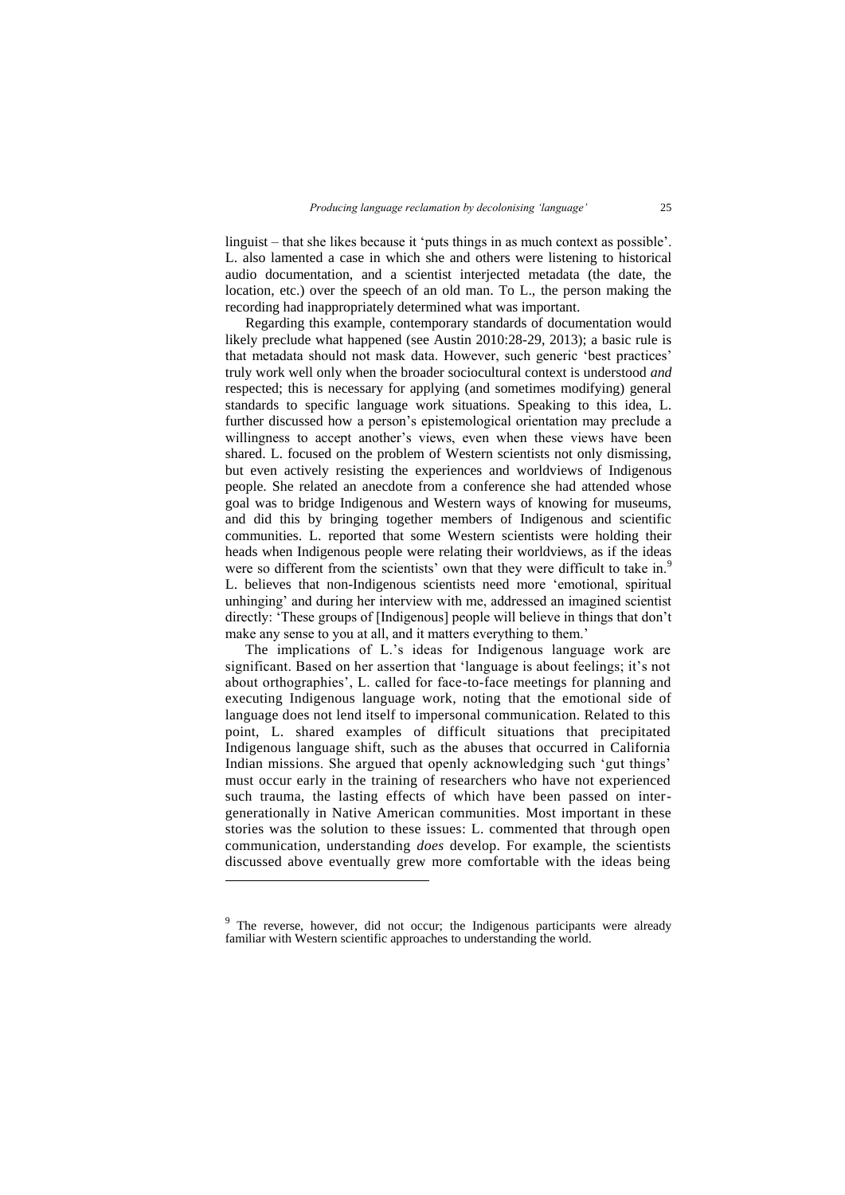linguist – that she likes because it 'puts things in as much context as possible'. L. also lamented a case in which she and others were listening to historical audio documentation, and a scientist interjected metadata (the date, the location, etc.) over the speech of an old man. To L., the person making the recording had inappropriately determined what was important.

Regarding this example, contemporary standards of documentation would likely preclude what happened (see Austin 2010:28-29, 2013); a basic rule is that metadata should not mask data. However, such generic 'best practices' truly work well only when the broader sociocultural context is understood *and* respected; this is necessary for applying (and sometimes modifying) general standards to specific language work situations. Speaking to this idea, L. further discussed how a person's epistemological orientation may preclude a willingness to accept another's views, even when these views have been shared. L. focused on the problem of Western scientists not only dismissing, but even actively resisting the experiences and worldviews of Indigenous people. She related an anecdote from a conference she had attended whose goal was to bridge Indigenous and Western ways of knowing for museums, and did this by bringing together members of Indigenous and scientific communities. L. reported that some Western scientists were holding their heads when Indigenous people were relating their worldviews, as if the ideas were so different from the scientists' own that they were difficult to take in.[9] L. believes that non-Indigenous scientists need more 'emotional, spiritual unhinging' and during her interview with me, addressed an imagined scientist directly: 'These groups of [Indigenous] people will believe in things that don't make any sense to you at all, and it matters everything to them.'

The implications of L.'s ideas for Indigenous language work are significant. Based on her assertion that 'language is about feelings; it's not about orthographies', L. called for face-to-face meetings for planning and executing Indigenous language work, noting that the emotional side of language does not lend itself to impersonal communication. Related to this point, L. shared examples of difficult situations that precipitated Indigenous language shift, such as the abuses that occurred in California Indian missions. She argued that openly acknowledging such 'gut things' must occur early in the training of researchers who have not experienced such trauma, the lasting effects of which have been passed on inter-generationally in Native American communities. Most important in these stories was the solution to these issues: L. commented that through open communication, understanding *does* develop. For example, the scientists discussed above eventually grew more comfortable with the ideas being

---

[9] The reverse, however, did not occur; the Indigenous participants were already familiar with Western scientific approaches to understanding the world.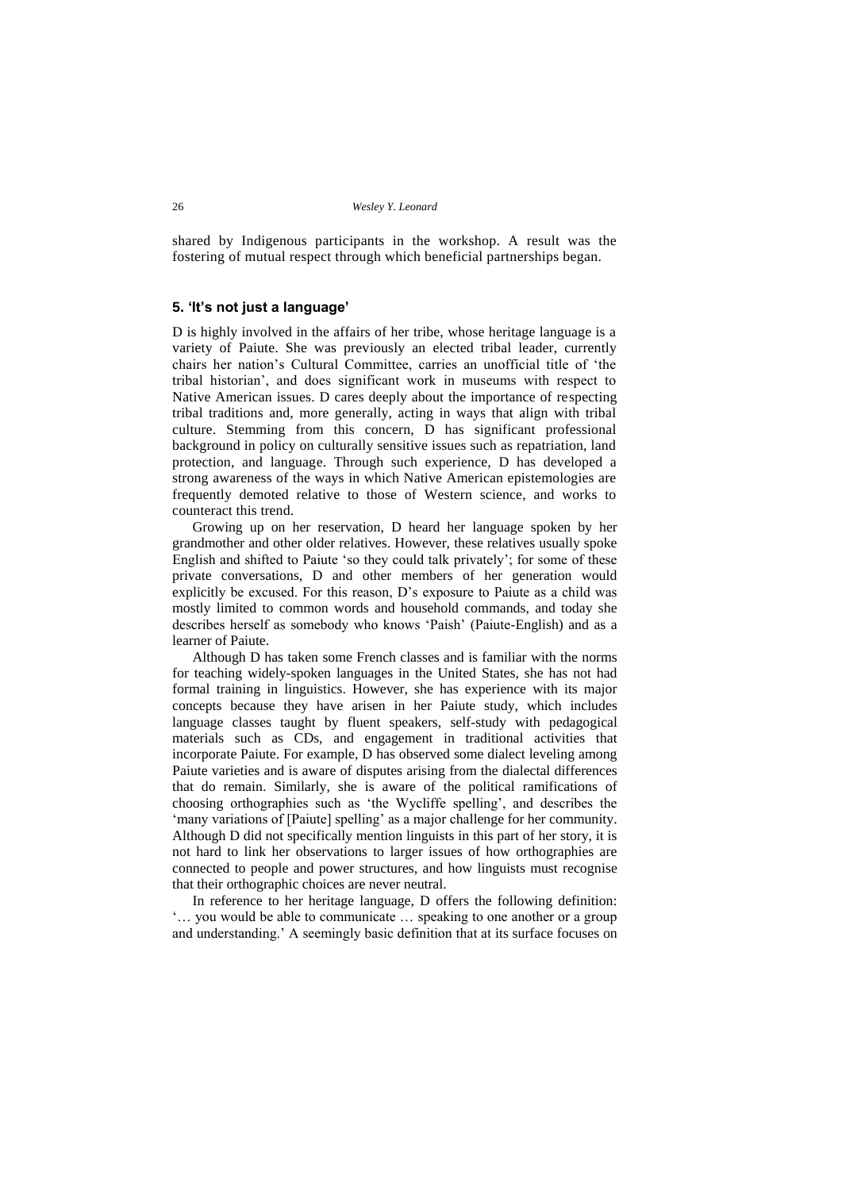shared by Indigenous participants in the workshop. A result was the fostering of mutual respect through which beneficial partnerships began.

## 5. 'It's not just a language'

D is highly involved in the affairs of her tribe, whose heritage language is a variety of Paiute. She was previously an elected tribal leader, currently chairs her nation's Cultural Committee, carries an unofficial title of 'the tribal historian', and does significant work in museums with respect to Native American issues. D cares deeply about the importance of respecting tribal traditions and, more generally, acting in ways that align with tribal culture. Stemming from this concern, D has significant professional background in policy on culturally sensitive issues such as repatriation, land protection, and language. Through such experience, D has developed a strong awareness of the ways in which Native American epistemologies are frequently demoted relative to those of Western science, and works to counteract this trend.

Growing up on her reservation, D heard her language spoken by her grandmother and other older relatives. However, these relatives usually spoke English and shifted to Paiute 'so they could talk privately'; for some of these private conversations, D and other members of her generation would explicitly be excused. For this reason, D's exposure to Paiute as a child was mostly limited to common words and household commands, and today she describes herself as somebody who knows 'Paish' (Paiute-English) and as a learner of Paiute.

Although D has taken some French classes and is familiar with the norms for teaching widely-spoken languages in the United States, she has not had formal training in linguistics. However, she has experience with its major concepts because they have arisen in her Paiute study, which includes language classes taught by fluent speakers, self-study with pedagogical materials such as CDs, and engagement in traditional activities that incorporate Paiute. For example, D has observed some dialect leveling among Paiute varieties and is aware of disputes arising from the dialectal differences that do remain. Similarly, she is aware of the political ramifications of choosing orthographies such as 'the Wycliffe spelling', and describes the 'many variations of [Paiute] spelling' as a major challenge for her community. Although D did not specifically mention linguists in this part of her story, it is not hard to link her observations to larger issues of how orthographies are connected to people and power structures, and how linguists must recognise that their orthographic choices are never neutral.

In reference to her heritage language, D offers the following definition: '… you would be able to communicate … speaking to one another or a group and understanding.' A seemingly basic definition that at its surface focuses on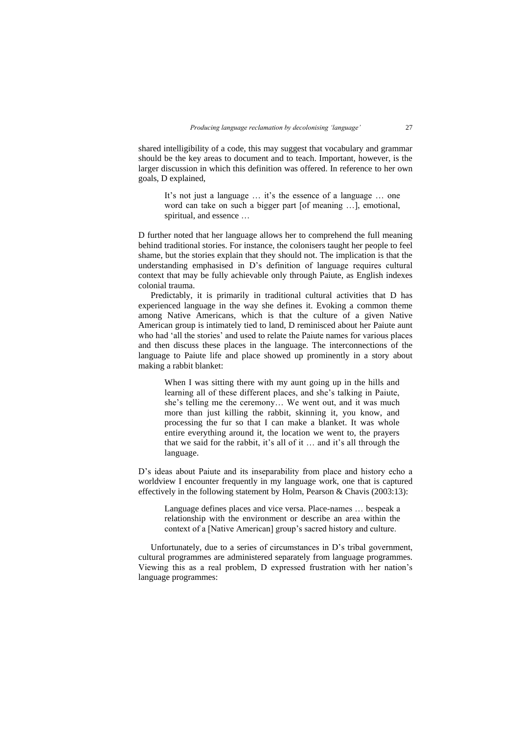shared intelligibility of a code, this may suggest that vocabulary and grammar should be the key areas to document and to teach. Important, however, is the larger discussion in which this definition was offered. In reference to her own goals, D explained,

> It's not just a language … it's the essence of a language … one word can take on such a bigger part [of meaning …], emotional, spiritual, and essence …

D further noted that her language allows her to comprehend the full meaning behind traditional stories. For instance, the colonisers taught her people to feel shame, but the stories explain that they should not. The implication is that the understanding emphasised in D's definition of language requires cultural context that may be fully achievable only through Paiute, as English indexes colonial trauma.

Predictably, it is primarily in traditional cultural activities that D has experienced language in the way she defines it. Evoking a common theme among Native Americans, which is that the culture of a given Native American group is intimately tied to land, D reminisced about her Paiute aunt who had 'all the stories' and used to relate the Paiute names for various places and then discuss these places in the language. The interconnections of the language to Paiute life and place showed up prominently in a story about making a rabbit blanket:

> When I was sitting there with my aunt going up in the hills and learning all of these different places, and she's talking in Paiute, she's telling me the ceremony… We went out, and it was much more than just killing the rabbit, skinning it, you know, and processing the fur so that I can make a blanket. It was whole entire everything around it, the location we went to, the prayers that we said for the rabbit, it's all of it … and it's all through the language.

D's ideas about Paiute and its inseparability from place and history echo a worldview I encounter frequently in my language work, one that is captured effectively in the following statement by Holm, Pearson & Chavis (2003:13):

> Language defines places and vice versa. Place-names … bespeak a relationship with the environment or describe an area within the context of a [Native American] group's sacred history and culture.

Unfortunately, due to a series of circumstances in D's tribal government, cultural programmes are administered separately from language programmes. Viewing this as a real problem, D expressed frustration with her nation's language programmes: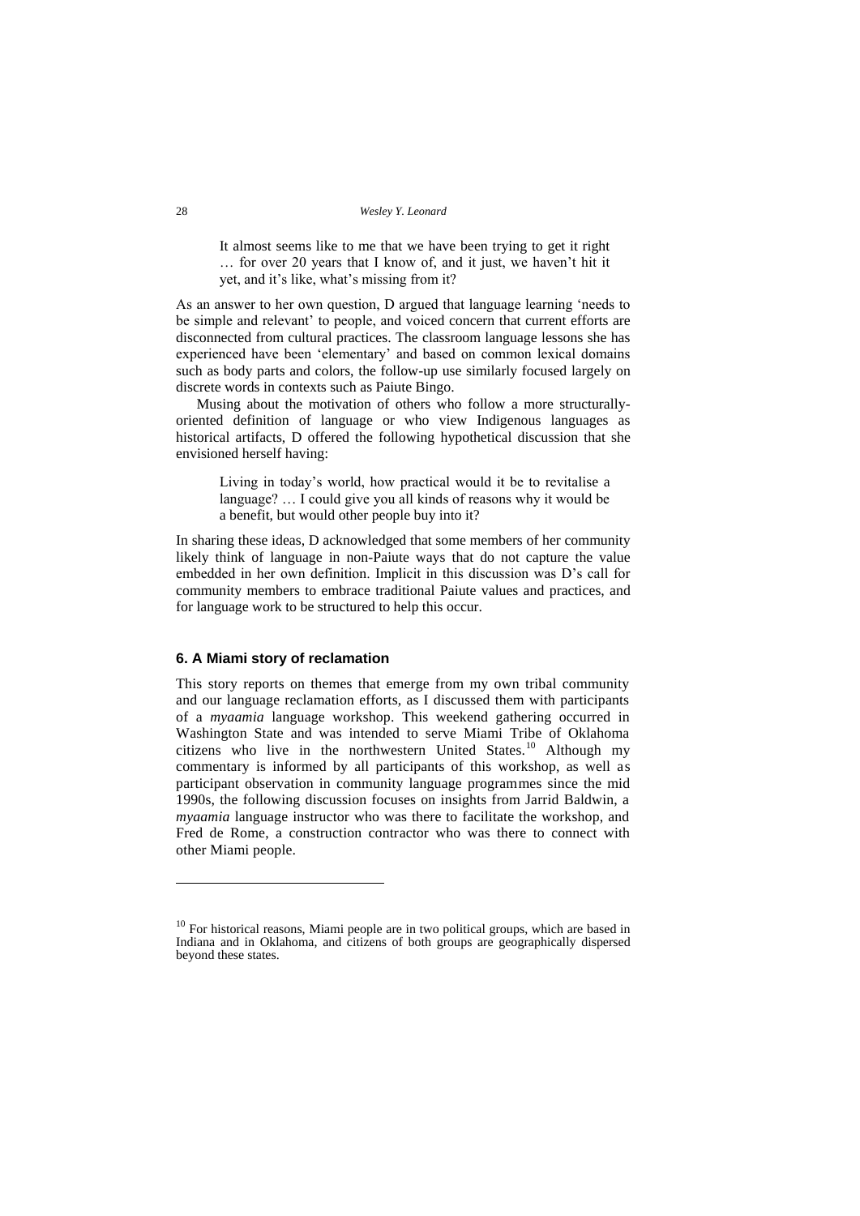> It almost seems like to me that we have been trying to get it right … for over 20 years that I know of, and it just, we haven't hit it yet, and it's like, what's missing from it?

As an answer to her own question, D argued that language learning 'needs to be simple and relevant' to people, and voiced concern that current efforts are disconnected from cultural practices. The classroom language lessons she has experienced have been 'elementary' and based on common lexical domains such as body parts and colors, the follow-up use similarly focused largely on discrete words in contexts such as Paiute Bingo.

Musing about the motivation of others who follow a more structurally-oriented definition of language or who view Indigenous languages as historical artifacts, D offered the following hypothetical discussion that she envisioned herself having:

> Living in today's world, how practical would it be to revitalise a language? … I could give you all kinds of reasons why it would be a benefit, but would other people buy into it?

In sharing these ideas, D acknowledged that some members of her community likely think of language in non-Paiute ways that do not capture the value embedded in her own definition. Implicit in this discussion was D's call for community members to embrace traditional Paiute values and practices, and for language work to be structured to help this occur.

## 6. A Miami story of reclamation

This story reports on themes that emerge from my own tribal community and our language reclamation efforts, as I discussed them with participants of a *myaamia* language workshop. This weekend gathering occurred in Washington State and was intended to serve Miami Tribe of Oklahoma citizens who live in the northwestern United States.[10] Although my commentary is informed by all participants of this workshop, as well as participant observation in community language programmes since the mid 1990s, the following discussion focuses on insights from Jarrid Baldwin, a *myaamia* language instructor who was there to facilitate the workshop, and Fred de Rome, a construction contractor who was there to connect with other Miami people.

---

[10] For historical reasons, Miami people are in two political groups, which are based in Indiana and in Oklahoma, and citizens of both groups are geographically dispersed beyond these states.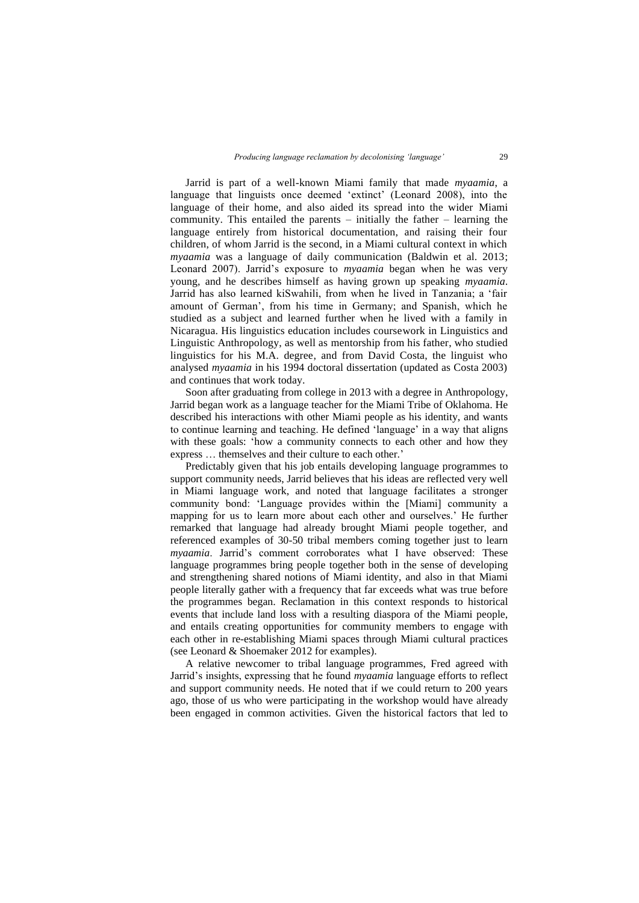Jarrid is part of a well-known Miami family that made *myaamia*, a language that linguists once deemed 'extinct' (Leonard 2008), into the language of their home, and also aided its spread into the wider Miami community. This entailed the parents – initially the father – learning the language entirely from historical documentation, and raising their four children, of whom Jarrid is the second, in a Miami cultural context in which *myaamia* was a language of daily communication (Baldwin et al. 2013; Leonard 2007). Jarrid's exposure to *myaamia* began when he was very young, and he describes himself as having grown up speaking *myaamia*. Jarrid has also learned kiSwahili, from when he lived in Tanzania; a 'fair amount of German', from his time in Germany; and Spanish, which he studied as a subject and learned further when he lived with a family in Nicaragua. His linguistics education includes coursework in Linguistics and Linguistic Anthropology, as well as mentorship from his father, who studied linguistics for his M.A. degree, and from David Costa, the linguist who analysed *myaamia* in his 1994 doctoral dissertation (updated as Costa 2003) and continues that work today.

Soon after graduating from college in 2013 with a degree in Anthropology, Jarrid began work as a language teacher for the Miami Tribe of Oklahoma. He described his interactions with other Miami people as his identity, and wants to continue learning and teaching. He defined 'language' in a way that aligns with these goals: 'how a community connects to each other and how they express … themselves and their culture to each other.'

Predictably given that his job entails developing language programmes to support community needs, Jarrid believes that his ideas are reflected very well in Miami language work, and noted that language facilitates a stronger community bond: 'Language provides within the [Miami] community a mapping for us to learn more about each other and ourselves.' He further remarked that language had already brought Miami people together, and referenced examples of 30-50 tribal members coming together just to learn *myaamia*. Jarrid's comment corroborates what I have observed: These language programmes bring people together both in the sense of developing and strengthening shared notions of Miami identity, and also in that Miami people literally gather with a frequency that far exceeds what was true before the programmes began. Reclamation in this context responds to historical events that include land loss with a resulting diaspora of the Miami people, and entails creating opportunities for community members to engage with each other in re-establishing Miami spaces through Miami cultural practices (see Leonard & Shoemaker 2012 for examples).

A relative newcomer to tribal language programmes, Fred agreed with Jarrid's insights, expressing that he found *myaamia* language efforts to reflect and support community needs. He noted that if we could return to 200 years ago, those of us who were participating in the workshop would have already been engaged in common activities. Given the historical factors that led to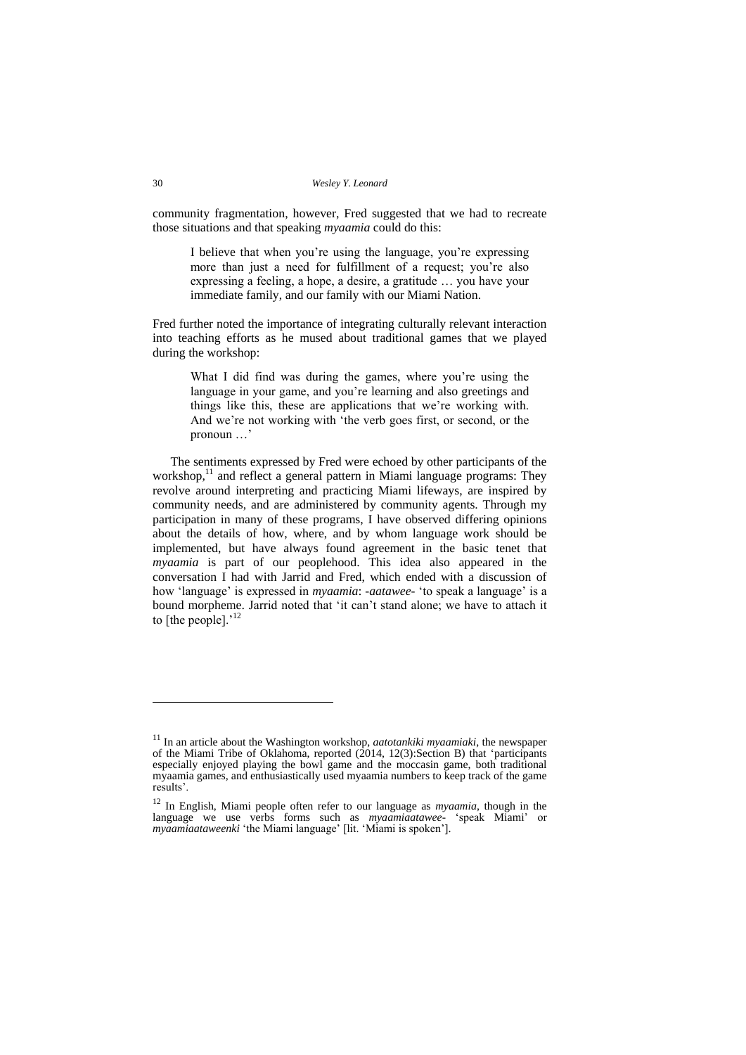community fragmentation, however, Fred suggested that we had to recreate those situations and that speaking *myaamia* could do this:

> I believe that when you're using the language, you're expressing more than just a need for fulfillment of a request; you're also expressing a feeling, a hope, a desire, a gratitude … you have your immediate family, and our family with our Miami Nation.

Fred further noted the importance of integrating culturally relevant interaction into teaching efforts as he mused about traditional games that we played during the workshop:

> What I did find was during the games, where you're using the language in your game, and you're learning and also greetings and things like this, these are applications that we're working with. And we're not working with 'the verb goes first, or second, or the pronoun …'

The sentiments expressed by Fred were echoed by other participants of the workshop,[11] and reflect a general pattern in Miami language programs: They revolve around interpreting and practicing Miami lifeways, are inspired by community needs, and are administered by community agents. Through my participation in many of these programs, I have observed differing opinions about the details of how, where, and by whom language work should be implemented, but have always found agreement in the basic tenet that *myaamia* is part of our peoplehood. This idea also appeared in the conversation I had with Jarrid and Fred, which ended with a discussion of how 'language' is expressed in *myaamia*: *-aatawee-* 'to speak a language' is a bound morpheme. Jarrid noted that 'it can't stand alone; we have to attach it to [the people].'[12]

---

[11] In an article about the Washington workshop, *aatotankiki myaamiaki*, the newspaper of the Miami Tribe of Oklahoma, reported (2014, 12(3):Section B) that 'participants especially enjoyed playing the bowl game and the moccasin game, both traditional myaamia games, and enthusiastically used myaamia numbers to keep track of the game results'.

[12] In English, Miami people often refer to our language as *myaamia*, though in the language we use verbs forms such as *myaamiaatawee-* 'speak Miami' or *myaamiaataweenki* 'the Miami language' [lit. 'Miami is spoken'].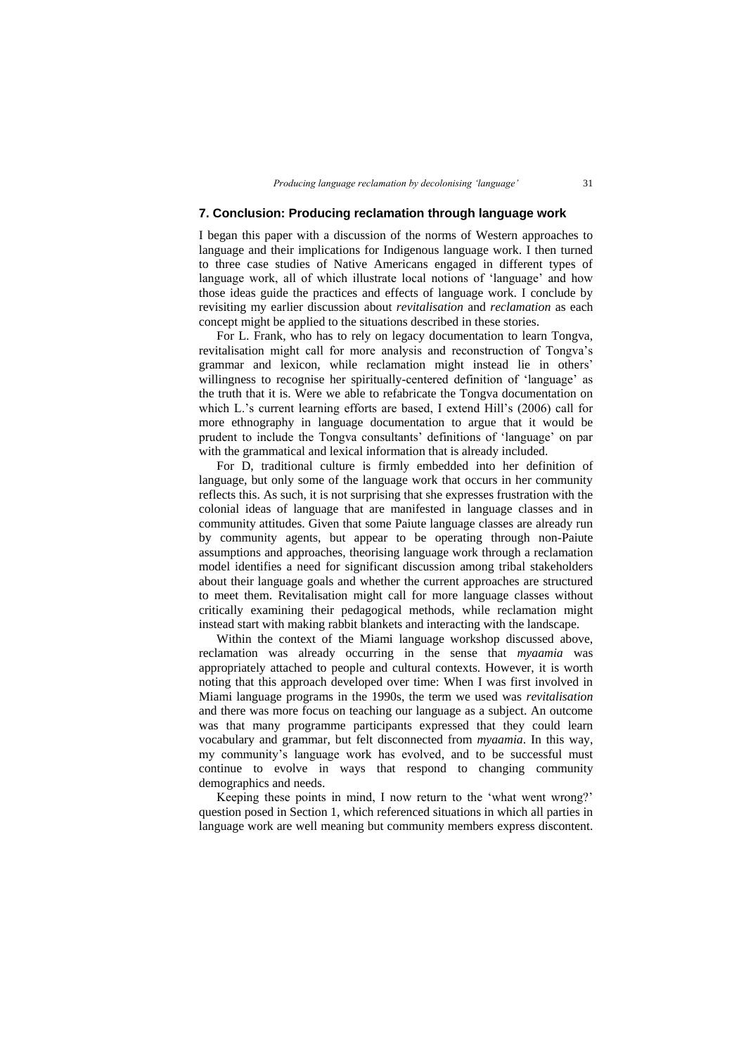## 7. Conclusion: Producing reclamation through language work

I began this paper with a discussion of the norms of Western approaches to language and their implications for Indigenous language work. I then turned to three case studies of Native Americans engaged in different types of language work, all of which illustrate local notions of 'language' and how those ideas guide the practices and effects of language work. I conclude by revisiting my earlier discussion about *revitalisation* and *reclamation* as each concept might be applied to the situations described in these stories.

For L. Frank, who has to rely on legacy documentation to learn Tongva, revitalisation might call for more analysis and reconstruction of Tongva's grammar and lexicon, while reclamation might instead lie in others' willingness to recognise her spiritually-centered definition of 'language' as the truth that it is. Were we able to refabricate the Tongva documentation on which L.'s current learning efforts are based, I extend Hill's (2006) call for more ethnography in language documentation to argue that it would be prudent to include the Tongva consultants' definitions of 'language' on par with the grammatical and lexical information that is already included.

For D, traditional culture is firmly embedded into her definition of language, but only some of the language work that occurs in her community reflects this. As such, it is not surprising that she expresses frustration with the colonial ideas of language that are manifested in language classes and in community attitudes. Given that some Paiute language classes are already run by community agents, but appear to be operating through non-Paiute assumptions and approaches, theorising language work through a reclamation model identifies a need for significant discussion among tribal stakeholders about their language goals and whether the current approaches are structured to meet them. Revitalisation might call for more language classes without critically examining their pedagogical methods, while reclamation might instead start with making rabbit blankets and interacting with the landscape.

Within the context of the Miami language workshop discussed above, reclamation was already occurring in the sense that *myaamia* was appropriately attached to people and cultural contexts. However, it is worth noting that this approach developed over time: When I was first involved in Miami language programs in the 1990s, the term we used was *revitalisation* and there was more focus on teaching our language as a subject. An outcome was that many programme participants expressed that they could learn vocabulary and grammar, but felt disconnected from *myaamia*. In this way, my community's language work has evolved, and to be successful must continue to evolve in ways that respond to changing community demographics and needs.

Keeping these points in mind, I now return to the 'what went wrong?' question posed in Section 1, which referenced situations in which all parties in language work are well meaning but community members express discontent.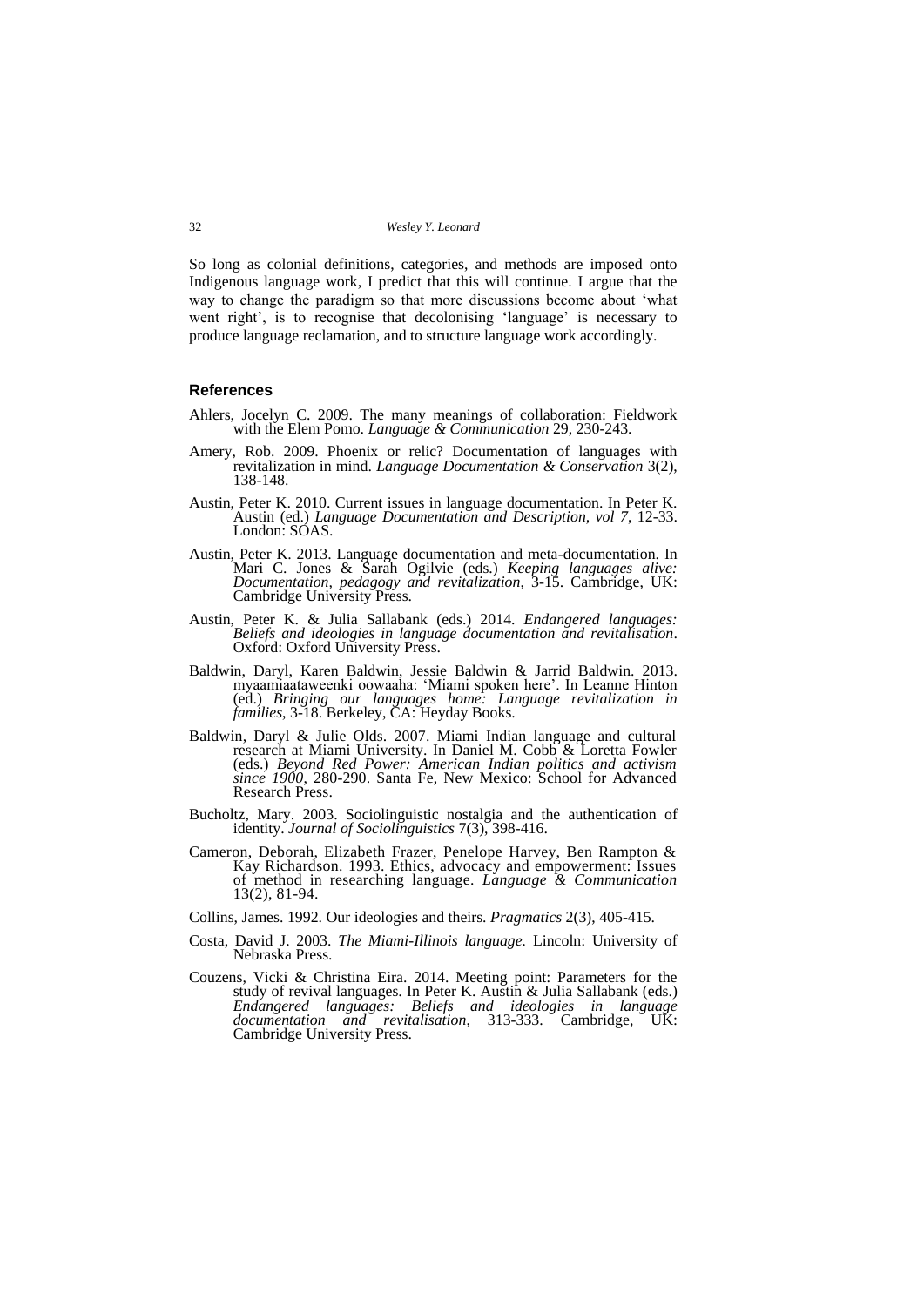So long as colonial definitions, categories, and methods are imposed onto Indigenous language work, I predict that this will continue. I argue that the way to change the paradigm so that more discussions become about 'what went right', is to recognise that decolonising 'language' is necessary to produce language reclamation, and to structure language work accordingly.

## References

Ahlers, Jocelyn C. 2009. The many meanings of collaboration: Fieldwork with the Elem Pomo. *Language & Communication* 29, 230-243.

Amery, Rob. 2009. Phoenix or relic? Documentation of languages with revitalization in mind. *Language Documentation & Conservation* 3(2), 138-148.

Austin, Peter K. 2010. Current issues in language documentation. In Peter K. Austin (ed.) *Language Documentation and Description, vol 7*, 12-33. London: SOAS.

Austin, Peter K. 2013. Language documentation and meta-documentation. In Mari C. Jones & Sarah Ogilvie (eds.) *Keeping languages alive: Documentation, pedagogy and revitalization*, 3-15. Cambridge, UK: Cambridge University Press.

Austin, Peter K. & Julia Sallabank (eds.) 2014. *Endangered languages: Beliefs and ideologies in language documentation and revitalisation*. Oxford: Oxford University Press.

Baldwin, Daryl, Karen Baldwin, Jessie Baldwin & Jarrid Baldwin. 2013. myaamiaataweenki oowaaha: 'Miami spoken here'. In Leanne Hinton (ed.) *Bringing our languages home: Language revitalization in families*, 3-18. Berkeley, CA: Heyday Books.

Baldwin, Daryl & Julie Olds. 2007. Miami Indian language and cultural research at Miami University. In Daniel M. Cobb & Loretta Fowler (eds.) *Beyond Red Power: American Indian politics and activism since 1900*, 280-290. Santa Fe, New Mexico: School for Advanced Research Press.

Bucholtz, Mary. 2003. Sociolinguistic nostalgia and the authentication of identity. *Journal of Sociolinguistics* 7(3), 398-416.

Cameron, Deborah, Elizabeth Frazer, Penelope Harvey, Ben Rampton & Kay Richardson. 1993. Ethics, advocacy and empowerment: Issues of method in researching language. *Language & Communication* 13(2), 81-94.

Collins, James. 1992. Our ideologies and theirs. *Pragmatics* 2(3), 405-415.

Costa, David J. 2003. *The Miami-Illinois language.* Lincoln: University of Nebraska Press.

Couzens, Vicki & Christina Eira. 2014. Meeting point: Parameters for the study of revival languages. In Peter K. Austin & Julia Sallabank (eds.) *Endangered languages: Beliefs and ideologies in language documentation and revitalisation*, 313-333. Cambridge, UK: Cambridge University Press.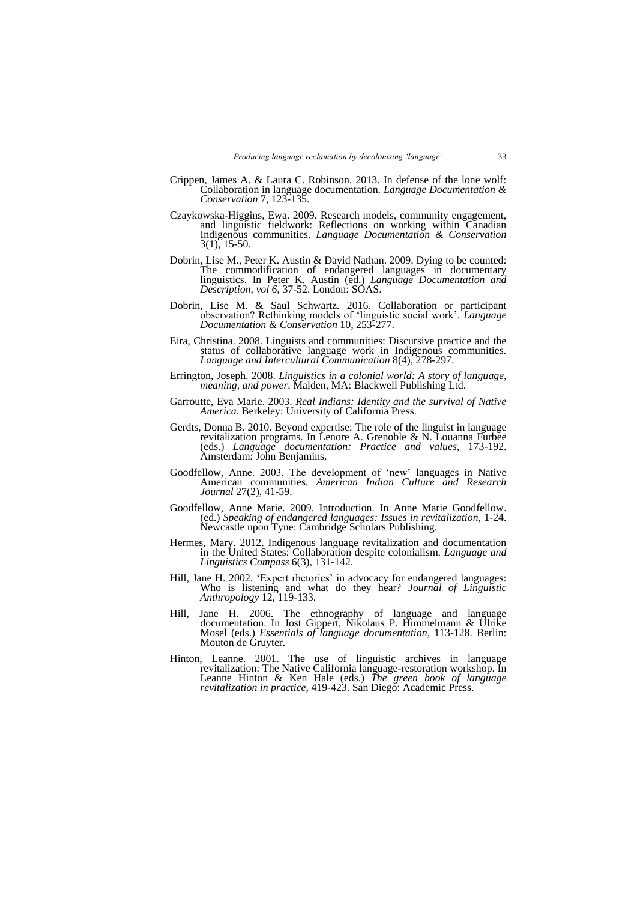Crippen, James A. & Laura C. Robinson. 2013. In defense of the lone wolf: Collaboration in language documentation. *Language Documentation & Conservation* 7, 123-135.

Czaykowska-Higgins, Ewa. 2009. Research models, community engagement, and linguistic fieldwork: Reflections on working within Canadian Indigenous communities. *Language Documentation & Conservation* 3(1), 15-50.

Dobrin, Lise M., Peter K. Austin & David Nathan. 2009. Dying to be counted: The commodification of endangered languages in documentary linguistics. In Peter K. Austin (ed.) *Language Documentation and Description, vol 6*, 37-52. London: SOAS.

Dobrin, Lise M. & Saul Schwartz. 2016. Collaboration or participant observation? Rethinking models of 'linguistic social work'. *Language Documentation & Conservation* 10, 253-277.

Eira, Christina. 2008. Linguists and communities: Discursive practice and the status of collaborative language work in Indigenous communities. *Language and Intercultural Communication* 8(4), 278-297.

Errington, Joseph. 2008. *Linguistics in a colonial world: A story of language, meaning, and power*. Malden, MA: Blackwell Publishing Ltd.

Garroutte, Eva Marie. 2003. *Real Indians: Identity and the survival of Native America*. Berkeley: University of California Press.

Gerdts, Donna B. 2010. Beyond expertise: The role of the linguist in language revitalization programs. In Lenore A. Grenoble & N. Louanna Furbee (eds.) *Language documentation: Practice and values*, 173-192. Amsterdam: John Benjamins.

Goodfellow, Anne. 2003. The development of 'new' languages in Native American communities. *American Indian Culture and Research Journal* 27(2), 41-59.

Goodfellow, Anne Marie. 2009. Introduction. In Anne Marie Goodfellow. (ed.) *Speaking of endangered languages: Issues in revitalization*, 1-24. Newcastle upon Tyne: Cambridge Scholars Publishing.

Hermes, Mary. 2012. Indigenous language revitalization and documentation in the United States: Collaboration despite colonialism. *Language and Linguistics Compass* 6(3), 131-142.

Hill, Jane H. 2002. 'Expert rhetorics' in advocacy for endangered languages: Who is listening and what do they hear? *Journal of Linguistic Anthropology* 12, 119-133.

Hill, Jane H. 2006. The ethnography of language and language documentation. In Jost Gippert, Nikolaus P. Himmelmann & Ulrike Mosel (eds.) *Essentials of language documentation*, 113-128. Berlin: Mouton de Gruyter.

Hinton, Leanne. 2001. The use of linguistic archives in language revitalization: The Native California language-restoration workshop. In Leanne Hinton & Ken Hale (eds.) *The green book of language revitalization in practice*, 419-423. San Diego: Academic Press.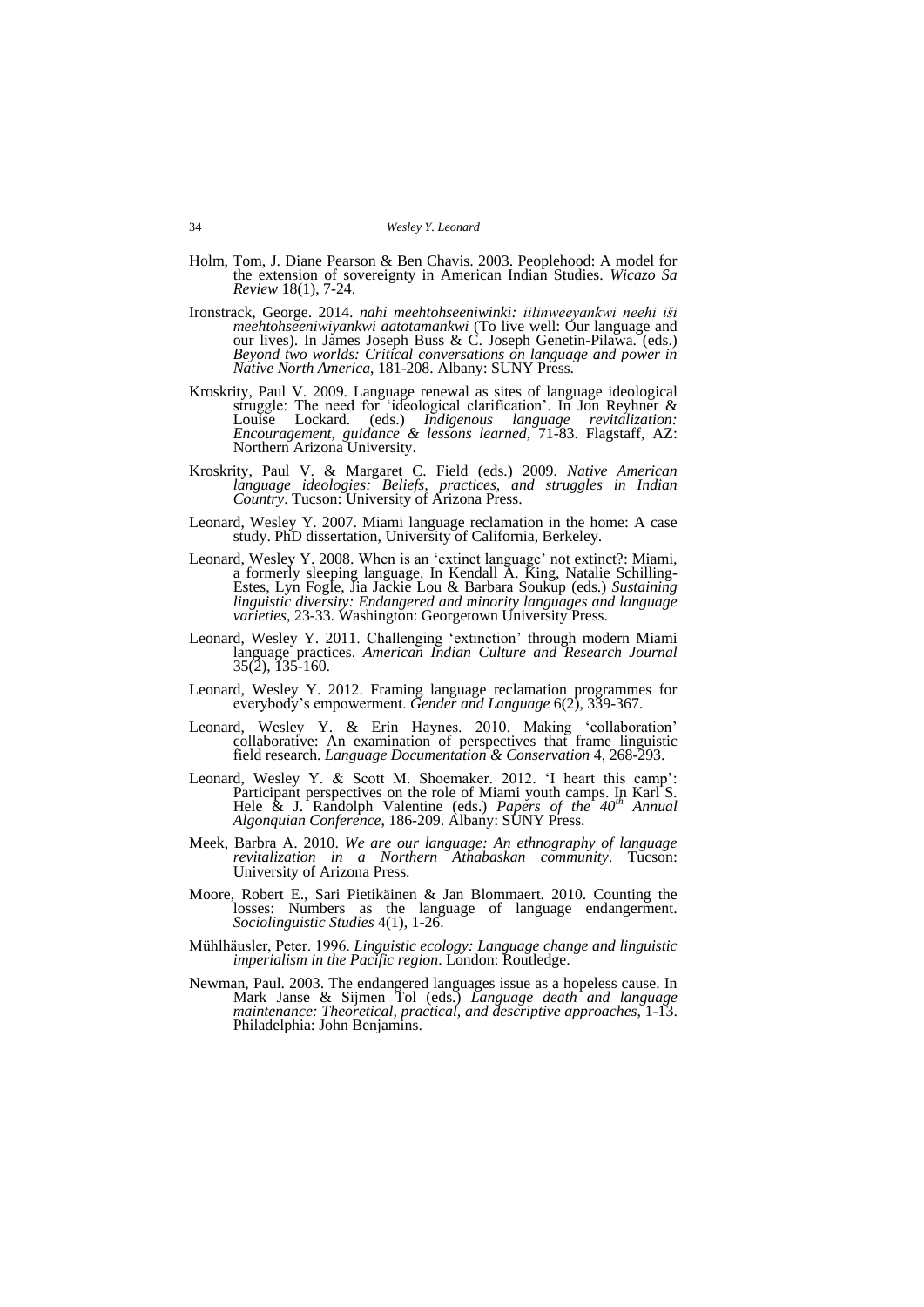Holm, Tom, J. Diane Pearson & Ben Chavis. 2003. Peoplehood: A model for the extension of sovereignty in American Indian Studies. *Wicazo Sa Review* 18(1), 7-24.

Ironstrack, George. 2014. *nahi meehtohseeniwinki: iilinweeyankwi neehi iši meehtohseeniwiyankwi aatotamankwi* (To live well: Our language and our lives). In James Joseph Buss & C. Joseph Genetin-Pilawa. (eds.) *Beyond two worlds: Critical conversations on language and power in Native North America*, 181-208. Albany: SUNY Press.

Kroskrity, Paul V. 2009. Language renewal as sites of language ideological struggle: The need for 'ideological clarification'. In Jon Reyhner & Louise Lockard. (eds.) *Indigenous language revitalization: Encouragement, guidance & lessons learned*, 71-83. Flagstaff, AZ: Northern Arizona University.

Kroskrity, Paul V. & Margaret C. Field (eds.) 2009. *Native American language ideologies: Beliefs, practices, and struggles in Indian Country*. Tucson: University of Arizona Press.

Leonard, Wesley Y. 2007. Miami language reclamation in the home: A case study. PhD dissertation, University of California, Berkeley.

Leonard, Wesley Y. 2008. When is an 'extinct language' not extinct?: Miami, a formerly sleeping language. In Kendall A. King, Natalie Schilling-Estes, Lyn Fogle, Jia Jackie Lou & Barbara Soukup (eds.) *Sustaining linguistic diversity: Endangered and minority languages and language varieties*, 23-33. Washington: Georgetown University Press.

Leonard, Wesley Y. 2011. Challenging 'extinction' through modern Miami language practices. *American Indian Culture and Research Journal* 35(2), 135-160.

Leonard, Wesley Y. 2012. Framing language reclamation programmes for everybody's empowerment. *Gender and Language* 6(2), 339-367.

Leonard, Wesley Y. & Erin Haynes. 2010. Making 'collaboration' collaborative: An examination of perspectives that frame linguistic field research. *Language Documentation & Conservation* 4, 268-293.

Leonard, Wesley Y. & Scott M. Shoemaker. 2012. 'I heart this camp': Participant perspectives on the role of Miami youth camps. In Karl S. Hele & J. Randolph Valentine (eds.) *Papers of the 40th Annual Algonquian Conference*, 186-209. Albany: SUNY Press.

Meek, Barbra A. 2010. *We are our language: An ethnography of language revitalization in a Northern Athabaskan community*. Tucson: University of Arizona Press.

Moore, Robert E., Sari Pietikäinen & Jan Blommaert. 2010. Counting the losses: Numbers as the language of language endangerment. *Sociolinguistic Studies* 4(1), 1-26.

Mühlhäusler, Peter. 1996. *Linguistic ecology: Language change and linguistic imperialism in the Pacific region*. London: Routledge.

Newman, Paul. 2003. The endangered languages issue as a hopeless cause. In Mark Janse & Sijmen Tol (eds.) *Language death and language maintenance: Theoretical, practical, and descriptive approaches*, 1-13. Philadelphia: John Benjamins.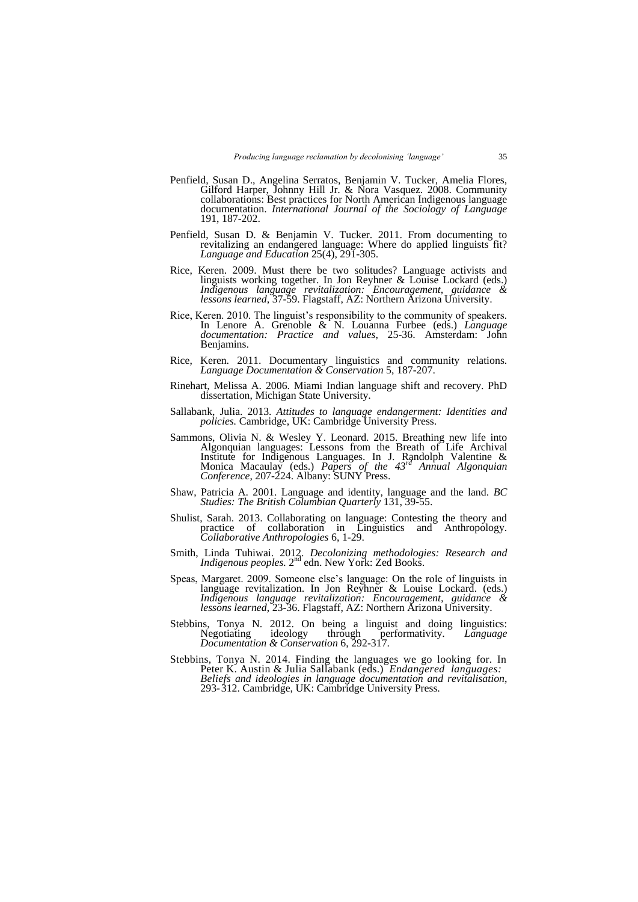Penfield, Susan D., Angelina Serratos, Benjamin V. Tucker, Amelia Flores, Gilford Harper, Johnny Hill Jr. & Nora Vasquez. 2008. Community collaborations: Best practices for North American Indigenous language documentation. *International Journal of the Sociology of Language* 191, 187-202.

Penfield, Susan D. & Benjamin V. Tucker. 2011. From documenting to revitalizing an endangered language: Where do applied linguists fit? *Language and Education* 25(4), 291-305.

Rice, Keren. 2009. Must there be two solitudes? Language activists and linguists working together. In Jon Reyhner & Louise Lockard (eds.) *Indigenous language revitalization: Encouragement, guidance & lessons learned*, 37-59. Flagstaff, AZ: Northern Arizona University.

Rice, Keren. 2010. The linguist's responsibility to the community of speakers. In Lenore A. Grenoble & N. Louanna Furbee (eds.) *Language documentation: Practice and values*, 25-36. Amsterdam: John Benjamins.

Rice, Keren. 2011. Documentary linguistics and community relations. *Language Documentation & Conservation* 5, 187-207.

Rinehart, Melissa A. 2006. Miami Indian language shift and recovery. PhD dissertation, Michigan State University.

Sallabank, Julia. 2013. *Attitudes to language endangerment: Identities and policies.* Cambridge, UK: Cambridge University Press.

Sammons, Olivia N. & Wesley Y. Leonard. 2015. Breathing new life into Algonquian languages: Lessons from the Breath of Life Archival Institute for Indigenous Languages. In J. Randolph Valentine & Monica Macaulay (eds.) *Papers of the 43rd Annual Algonquian Conference*, 207-224. Albany: SUNY Press.

Shaw, Patricia A. 2001. Language and identity, language and the land. *BC Studies: The British Columbian Quarterly* 131, 39-55.

Shulist, Sarah. 2013. Collaborating on language: Contesting the theory and practice of collaboration in Linguistics and Anthropology. *Collaborative Anthropologies* 6, 1-29.

Smith, Linda Tuhiwai. 2012. *Decolonizing methodologies: Research and Indigenous peoples.* 2nd edn. New York: Zed Books.

Speas, Margaret. 2009. Someone else's language: On the role of linguists in language revitalization. In Jon Reyhner & Louise Lockard. (eds.) *Indigenous language revitalization: Encouragement, guidance & lessons learned*, 23-36. Flagstaff, AZ: Northern Arizona University.

Stebbins, Tonya N. 2012. On being a linguist and doing linguistics: Negotiating ideology through performativity. *Language Documentation & Conservation* 6, 292-317.

Stebbins, Tonya N. 2014. Finding the languages we go looking for. In Peter K. Austin & Julia Sallabank (eds.) *Endangered languages: Beliefs and ideologies in language documentation and revitalisation*, 293-312. Cambridge, UK: Cambridge University Press.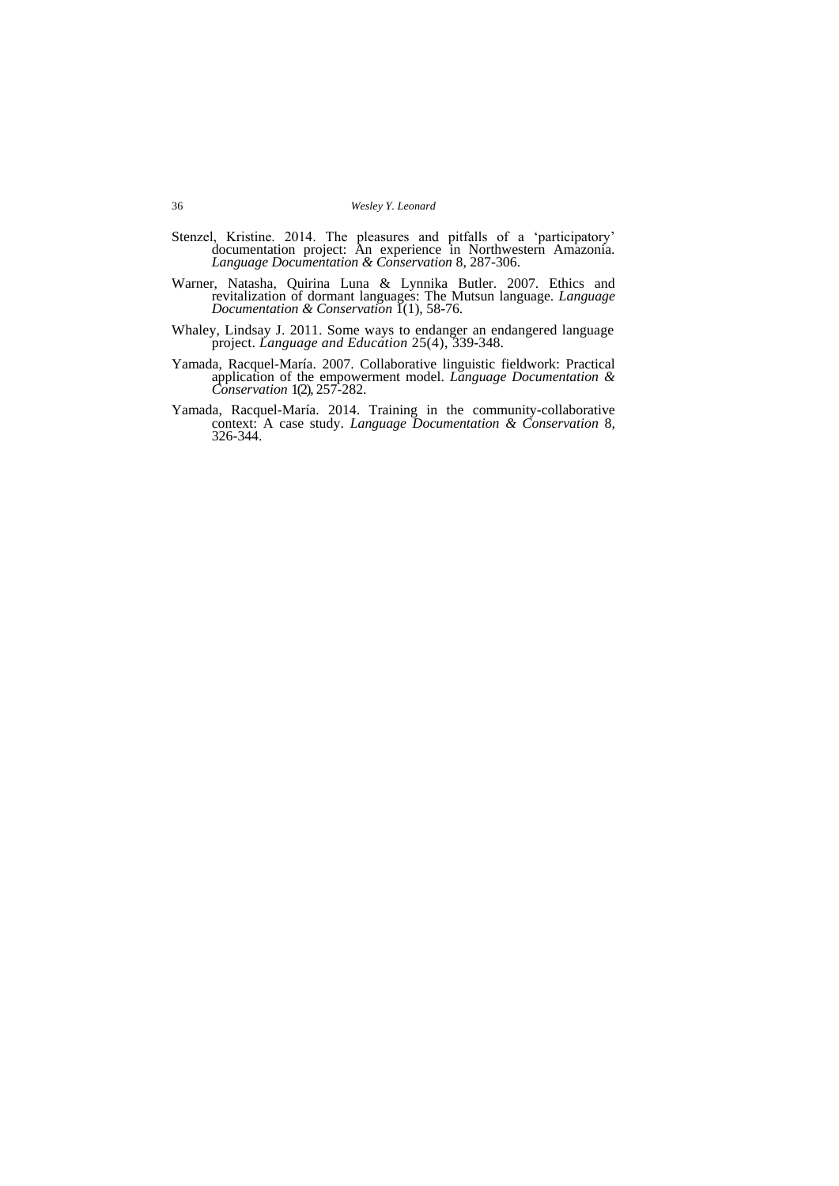Stenzel, Kristine. 2014. The pleasures and pitfalls of a 'participatory' documentation project: An experience in Northwestern Amazonia. *Language Documentation & Conservation* 8, 287-306.

Warner, Natasha, Quirina Luna & Lynnika Butler. 2007. Ethics and revitalization of dormant languages: The Mutsun language. *Language Documentation & Conservation* 1(1), 58-76.

Whaley, Lindsay J. 2011. Some ways to endanger an endangered language project. *Language and Education* 25(4), 339-348.

Yamada, Racquel-María. 2007. Collaborative linguistic fieldwork: Practical application of the empowerment model. *Language Documentation & Conservation* 1(2), 257-282.

Yamada, Racquel-María. 2014. Training in the community-collaborative context: A case study. *Language Documentation & Conservation* 8, 326-344.